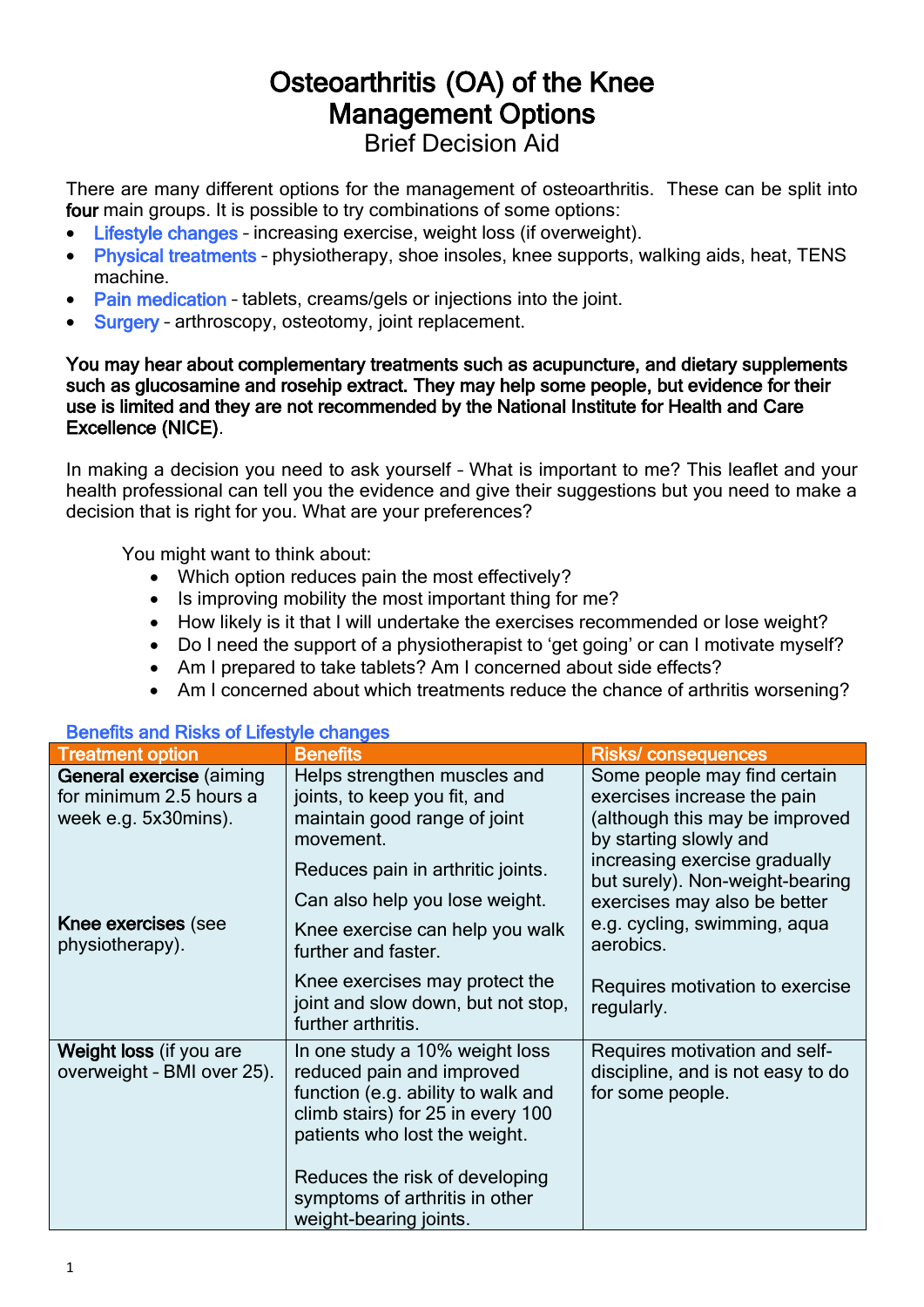# Osteoarthritis (OA) of the Knee
# Management Options

## Brief Decision Aid

There are many different options for the management of osteoarthritis. These can be split into **four** main groups. It is possible to try combinations of some options:

- Lifestyle changes – increasing exercise, weight loss (if overweight).
- Physical treatments – physiotherapy, shoe insoles, knee supports, walking aids, heat, TENS machine.
- Pain medication – tablets, creams/gels or injections into the joint.
- Surgery – arthroscopy, osteotomy, joint replacement.

**You may hear about complementary treatments such as acupuncture, and dietary supplements such as glucosamine and rosehip extract. They may help some people, but evidence for their use is limited and they are not recommended by the National Institute for Health and Care Excellence (NICE).**

In making a decision you need to ask yourself – What is important to me? This leaflet and your health professional can tell you the evidence and give their suggestions but you need to make a decision that is right for you. What are your preferences?

You might want to think about:

- Which option reduces pain the most effectively?
- Is improving mobility the most important thing for me?
- How likely is it that I will undertake the exercises recommended or lose weight?
- Do I need the support of a physiotherapist to 'get going' or can I motivate myself?
- Am I prepared to take tablets? Am I concerned about side effects?
- Am I concerned about which treatments reduce the chance of arthritis worsening?

### Benefits and Risks of Lifestyle changes

| Treatment option | Benefits | Risks/ consequences |
|---|---|---|
| **General exercise** (aiming for minimum 2.5 hours a week e.g. 5x30mins).<br><br>**Knee exercises** (see physiotherapy). | Helps strengthen muscles and joints, to keep you fit, and maintain good range of joint movement.<br><br>Reduces pain in arthritic joints.<br><br>Can also help you lose weight.<br><br>Knee exercise can help you walk further and faster.<br><br>Knee exercises may protect the joint and slow down, but not stop, further arthritis. | Some people may find certain exercises increase the pain (although this may be improved by starting slowly and increasing exercise gradually but surely). Non-weight-bearing exercises may also be better e.g. cycling, swimming, aqua aerobics.<br><br>Requires motivation to exercise regularly. |
| **Weight loss** (if you are overweight – BMI over 25). | In one study a 10% weight loss reduced pain and improved function (e.g. ability to walk and climb stairs) for 25 in every 100 patients who lost the weight.<br><br>Reduces the risk of developing symptoms of arthritis in other weight-bearing joints. | Requires motivation and self-discipline, and is not easy to do for some people. |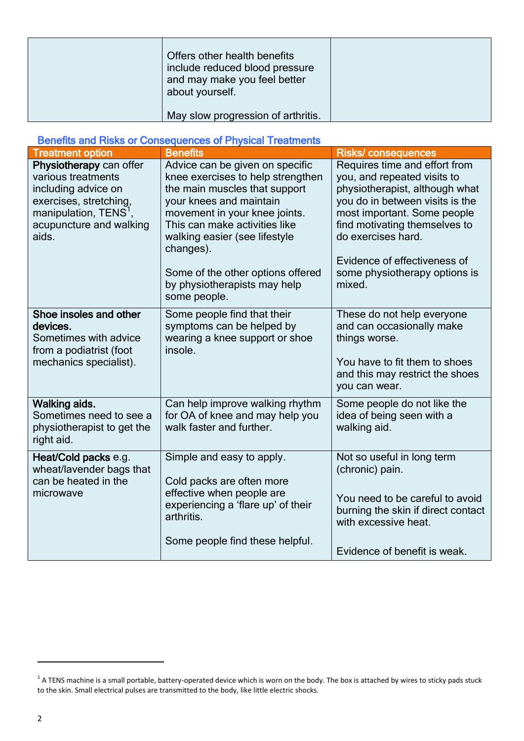|  | Offers other health benefits include reduced blood pressure and may make you feel better about yourself.<br><br>May slow progression of arthritis. |  |
|---|---|---|

## Benefits and Risks or Consequences of Physical Treatments

| Treatment option | Benefits | Risks/ consequences |
|---|---|---|
| **Physiotherapy** can offer various treatments including advice on exercises, stretching, manipulation, TENS[1], acupuncture and walking aids. | Advice can be given on specific knee exercises to help strengthen the main muscles that support your knees and maintain movement in your knee joints. This can make activities like walking easier (see lifestyle changes).<br><br>Some of the other options offered by physiotherapists may help some people. | Requires time and effort from you, and repeated visits to physiotherapist, although what you do in between visits is the most important. Some people find motivating themselves to do exercises hard.<br><br>Evidence of effectiveness of some physiotherapy options is mixed. |
| **Shoe insoles and other devices.** Sometimes with advice from a podiatrist (foot mechanics specialist). | Some people find that their symptoms can be helped by wearing a knee support or shoe insole. | These do not help everyone and can occasionally make things worse.<br><br>You have to fit them to shoes and this may restrict the shoes you can wear. |
| **Walking aids.** Sometimes need to see a physiotherapist to get the right aid. | Can help improve walking rhythm for OA of knee and may help you walk faster and further. | Some people do not like the idea of being seen with a walking aid. |
| **Heat/Cold packs** e.g. wheat/lavender bags that can be heated in the microwave | Simple and easy to apply.<br><br>Cold packs are often more effective when people are experiencing a 'flare up' of their arthritis.<br><br>Some people find these helpful. | Not so useful in long term (chronic) pain.<br><br>You need to be careful to avoid burning the skin if direct contact with excessive heat.<br><br>Evidence of benefit is weak. |

[1] A TENS machine is a small portable, battery-operated device which is worn on the body. The box is attached by wires to sticky pads stuck to the skin. Small electrical pulses are transmitted to the body, like little electric shocks.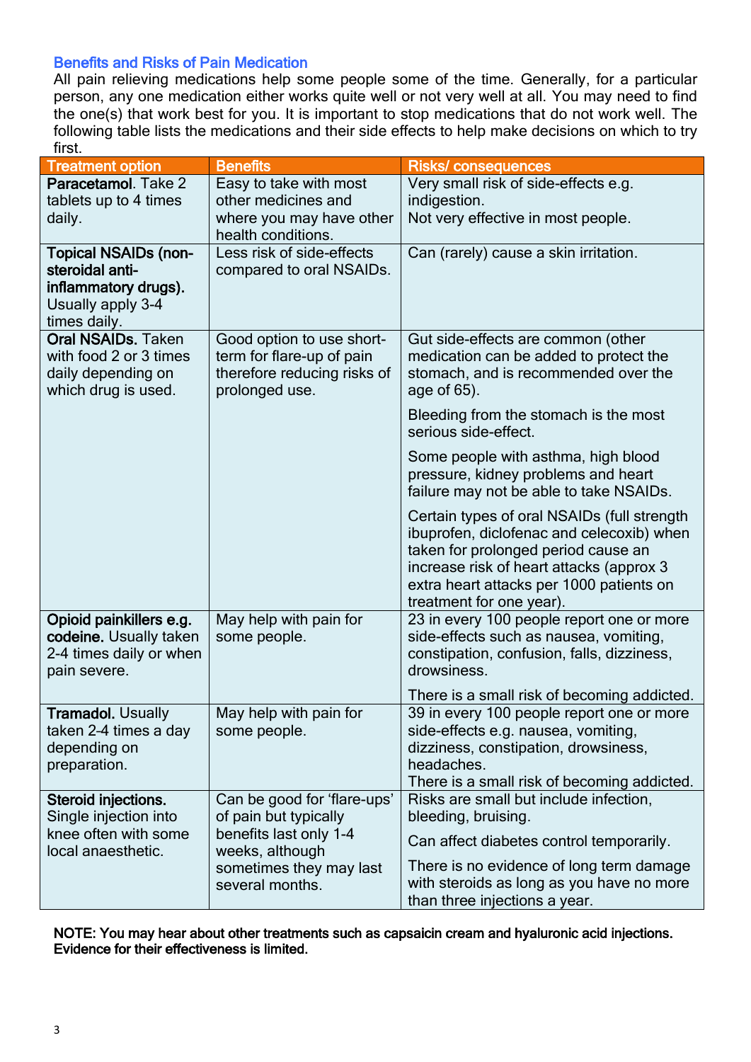## Benefits and Risks of Pain Medication

All pain relieving medications help some people some of the time. Generally, for a particular person, any one medication either works quite well or not very well at all. You may need to find the one(s) that work best for you. It is important to stop medications that do not work well. The following table lists the medications and their side effects to help make decisions on which to try first.

| Treatment option | Benefits | Risks/ consequences |
|---|---|---|
| **Paracetamol**. Take 2 tablets up to 4 times daily. | Easy to take with most other medicines and where you may have other health conditions. | Very small risk of side-effects e.g. indigestion.<br>Not very effective in most people. |
| **Topical NSAIDs (non-steroidal anti-inflammatory drugs).** Usually apply 3-4 times daily. | Less risk of side-effects compared to oral NSAIDs. | Can (rarely) cause a skin irritation. |
| **Oral NSAIDs.** Taken with food 2 or 3 times daily depending on which drug is used. | Good option to use short-term for flare-up of pain therefore reducing risks of prolonged use. | Gut side-effects are common (other medication can be added to protect the stomach, and is recommended over the age of 65).<br><br>Bleeding from the stomach is the most serious side-effect.<br><br>Some people with asthma, high blood pressure, kidney problems and heart failure may not be able to take NSAIDs.<br><br>Certain types of oral NSAIDs (full strength ibuprofen, diclofenac and celecoxib) when taken for prolonged period cause an increase risk of heart attacks (approx 3 extra heart attacks per 1000 patients on treatment for one year). |
| **Opioid painkillers e.g. codeine.** Usually taken 2-4 times daily or when pain severe. | May help with pain for some people. | 23 in every 100 people report one or more side-effects such as nausea, vomiting, constipation, confusion, falls, dizziness, drowsiness.<br><br>There is a small risk of becoming addicted. |
| **Tramadol.** Usually taken 2-4 times a day depending on preparation. | May help with pain for some people. | 39 in every 100 people report one or more side-effects e.g. nausea, vomiting, dizziness, constipation, drowsiness, headaches.<br>There is a small risk of becoming addicted. |
| **Steroid injections.** Single injection into knee often with some local anaesthetic. | Can be good for 'flare-ups' of pain but typically benefits last only 1-4 weeks, although sometimes they may last several months. | Risks are small but include infection, bleeding, bruising.<br><br>Can affect diabetes control temporarily.<br><br>There is no evidence of long term damage with steroids as long as you have no more than three injections a year. |

**NOTE: You may hear about other treatments such as capsaicin cream and hyaluronic acid injections. Evidence for their effectiveness is limited.**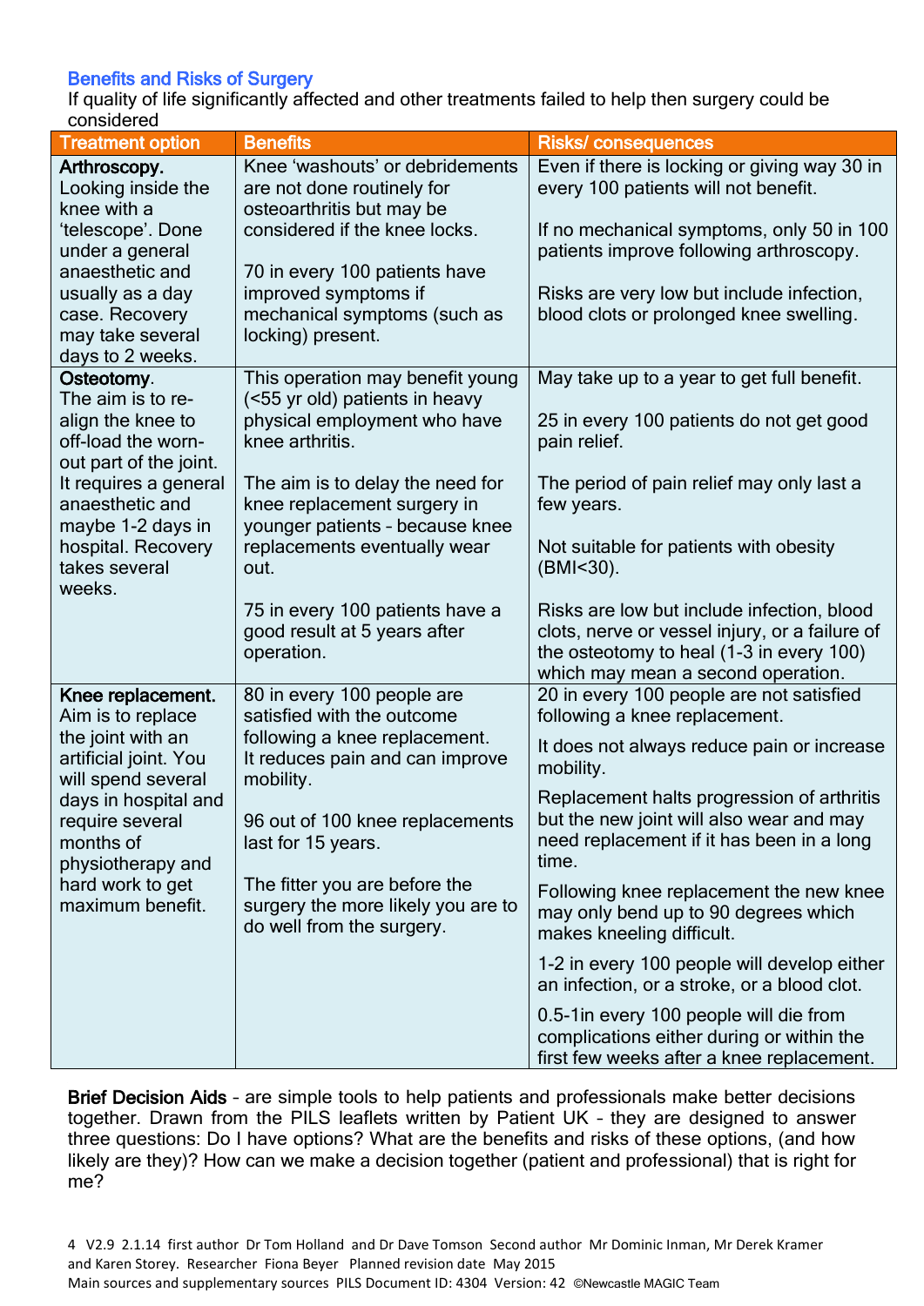## Benefits and Risks of Surgery

If quality of life significantly affected and other treatments failed to help then surgery could be considered

| Treatment option | Benefits | Risks/ consequences |
|---|---|---|
| **Arthroscopy.** Looking inside the knee with a 'telescope'. Done under a general anaesthetic and usually as a day case. Recovery may take several days to 2 weeks. | Knee 'washouts' or debridements are not done routinely for osteoarthritis but may be considered if the knee locks.<br><br>70 in every 100 patients have improved symptoms if mechanical symptoms (such as locking) present. | Even if there is locking or giving way 30 in every 100 patients will not benefit.<br><br>If no mechanical symptoms, only 50 in 100 patients improve following arthroscopy.<br><br>Risks are very low but include infection, blood clots or prolonged knee swelling. |
| **Osteotomy.** The aim is to re-align the knee to off-load the worn-out part of the joint. It requires a general anaesthetic and maybe 1-2 days in hospital. Recovery takes several weeks. | This operation may benefit young (<55 yr old) patients in heavy physical employment who have knee arthritis.<br><br>The aim is to delay the need for knee replacement surgery in younger patients – because knee replacements eventually wear out.<br><br>75 in every 100 patients have a good result at 5 years after operation. | May take up to a year to get full benefit.<br><br>25 in every 100 patients do not get good pain relief.<br><br>The period of pain relief may only last a few years.<br><br>Not suitable for patients with obesity (BMI<30).<br><br>Risks are low but include infection, blood clots, nerve or vessel injury, or a failure of the osteotomy to heal (1-3 in every 100) which may mean a second operation. |
| **Knee replacement.** Aim is to replace the joint with an artificial joint. You will spend several days in hospital and require several months of physiotherapy and hard work to get maximum benefit. | 80 in every 100 people are satisfied with the outcome following a knee replacement. It reduces pain and can improve mobility.<br><br>96 out of 100 knee replacements last for 15 years.<br><br>The fitter you are before the surgery the more likely you are to do well from the surgery. | 20 in every 100 people are not satisfied following a knee replacement.<br><br>It does not always reduce pain or increase mobility.<br><br>Replacement halts progression of arthritis but the new joint will also wear and may need replacement if it has been in a long time.<br><br>Following knee replacement the new knee may only bend up to 90 degrees which makes kneeling difficult.<br><br>1-2 in every 100 people will develop either an infection, or a stroke, or a blood clot.<br><br>0.5-1in every 100 people will die from complications either during or within the first few weeks after a knee replacement. |

**Brief Decision Aids** – are simple tools to help patients and professionals make better decisions together. Drawn from the PILS leaflets written by Patient UK – they are designed to answer three questions: Do I have options? What are the benefits and risks of these options, (and how likely are they)? How can we make a decision together (patient and professional) that is right for me?

V2.9 2.1.14 first author Dr Tom Holland and Dr Dave Tomson Second author Mr Dominic Inman, Mr Derek Kramer and Karen Storey. Researcher Fiona Beyer Planned revision date May 2015
Main sources and supplementary sources PILS Document ID: 4304 Version: 42 ©Newcastle MAGIC Team